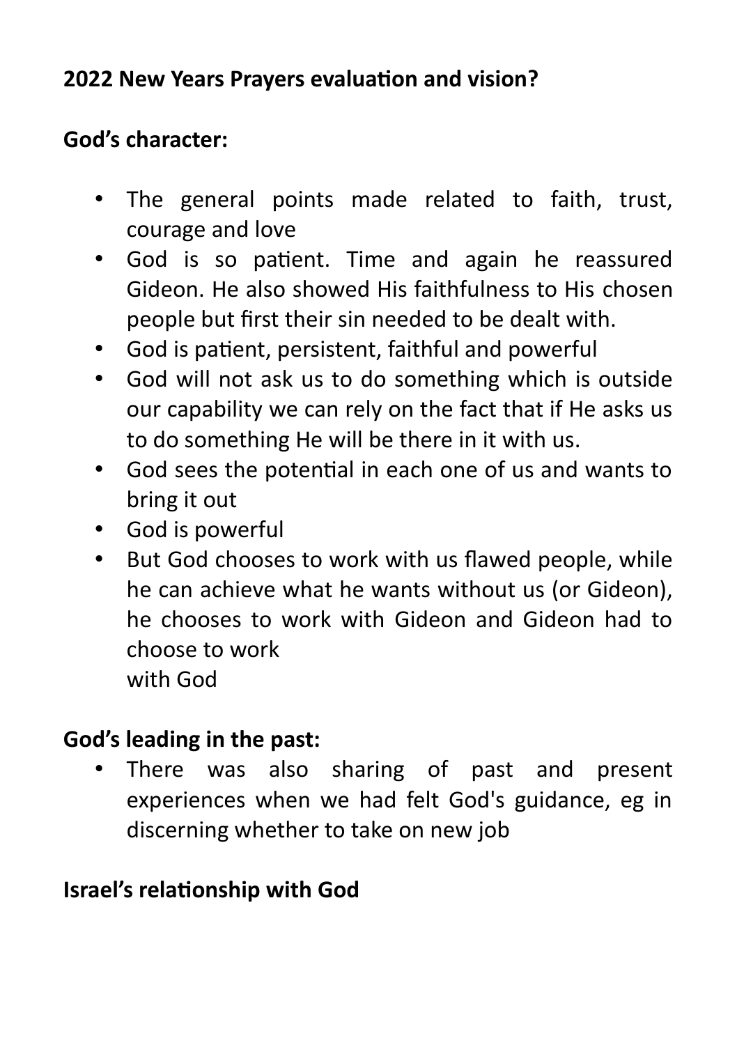**2022 New Years Prayers evaluation and vision?**

**God's character:**

- The general points made related to faith, trust, courage and love
- God is so patient. Time and again he reassured Gideon. He also showed His faithfulness to His chosen people but first their sin needed to be dealt with.
- God is patient, persistent, faithful and powerful
- God will not ask us to do something which is outside our capability we can rely on the fact that if He asks us to do something He will be there in it with us.
- God sees the potential in each one of us and wants to bring it out
- God is powerful
- But God chooses to work with us flawed people, while he can achieve what he wants without us (or Gideon), he chooses to work with Gideon and Gideon had to choose to work with God

**God's leading in the past:**

- There was also sharing of past and present experiences when we had felt God's guidance, eg in discerning whether to take on new job

**Israel's relationship with God**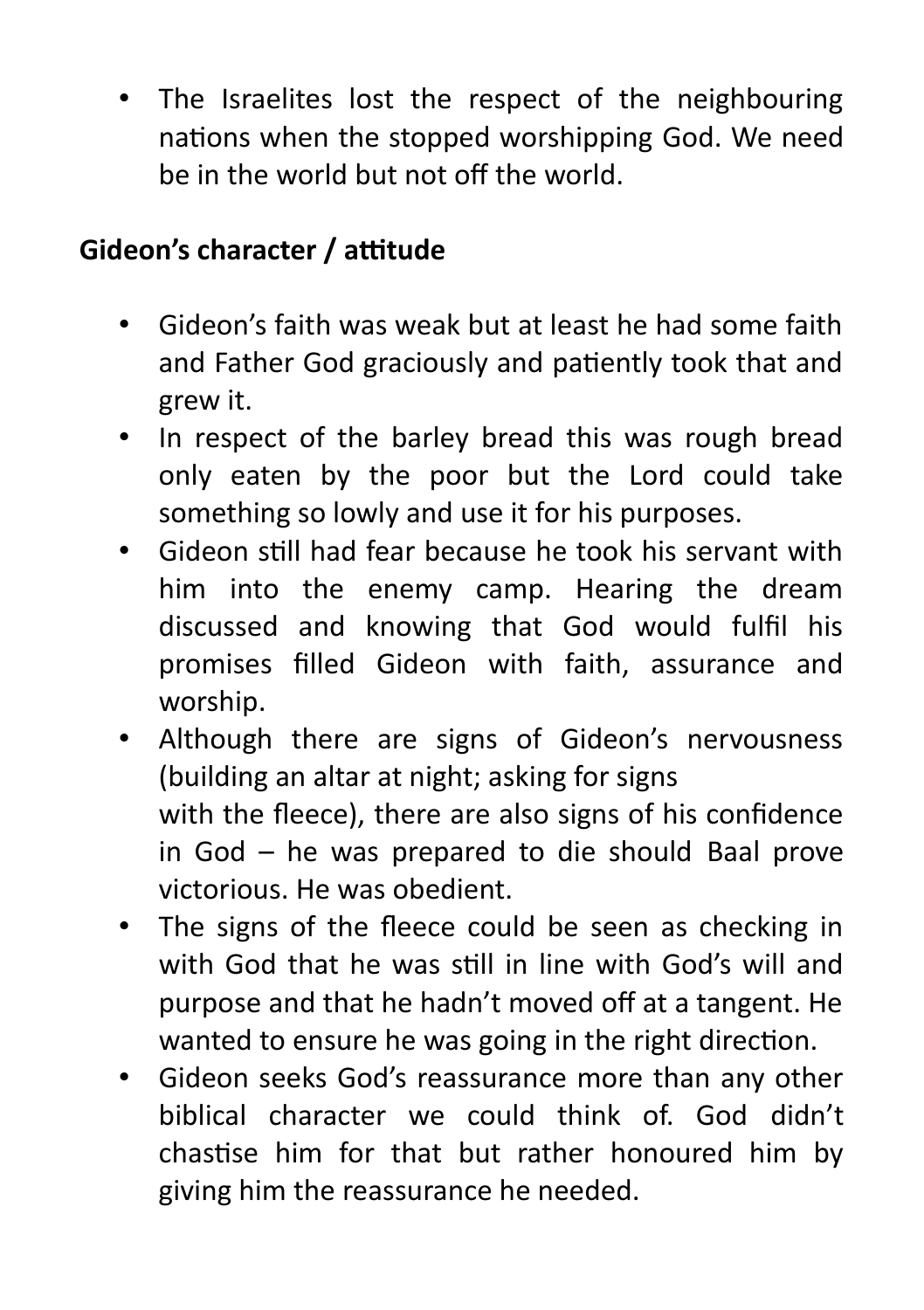- The Israelites lost the respect of the neighbouring nations when the stopped worshipping God. We need be in the world but not off the world.

**Gideon's character / attitude**

- Gideon's faith was weak but at least he had some faith and Father God graciously and patiently took that and grew it.
- In respect of the barley bread this was rough bread only eaten by the poor but the Lord could take something so lowly and use it for his purposes.
- Gideon still had fear because he took his servant with him into the enemy camp. Hearing the dream discussed and knowing that God would fulfil his promises filled Gideon with faith, assurance and worship.
- Although there are signs of Gideon's nervousness (building an altar at night; asking for signs with the fleece), there are also signs of his confidence in God – he was prepared to die should Baal prove victorious. He was obedient.
- The signs of the fleece could be seen as checking in with God that he was still in line with God's will and purpose and that he hadn't moved off at a tangent. He wanted to ensure he was going in the right direction.
- Gideon seeks God's reassurance more than any other biblical character we could think of. God didn't chastise him for that but rather honoured him by giving him the reassurance he needed.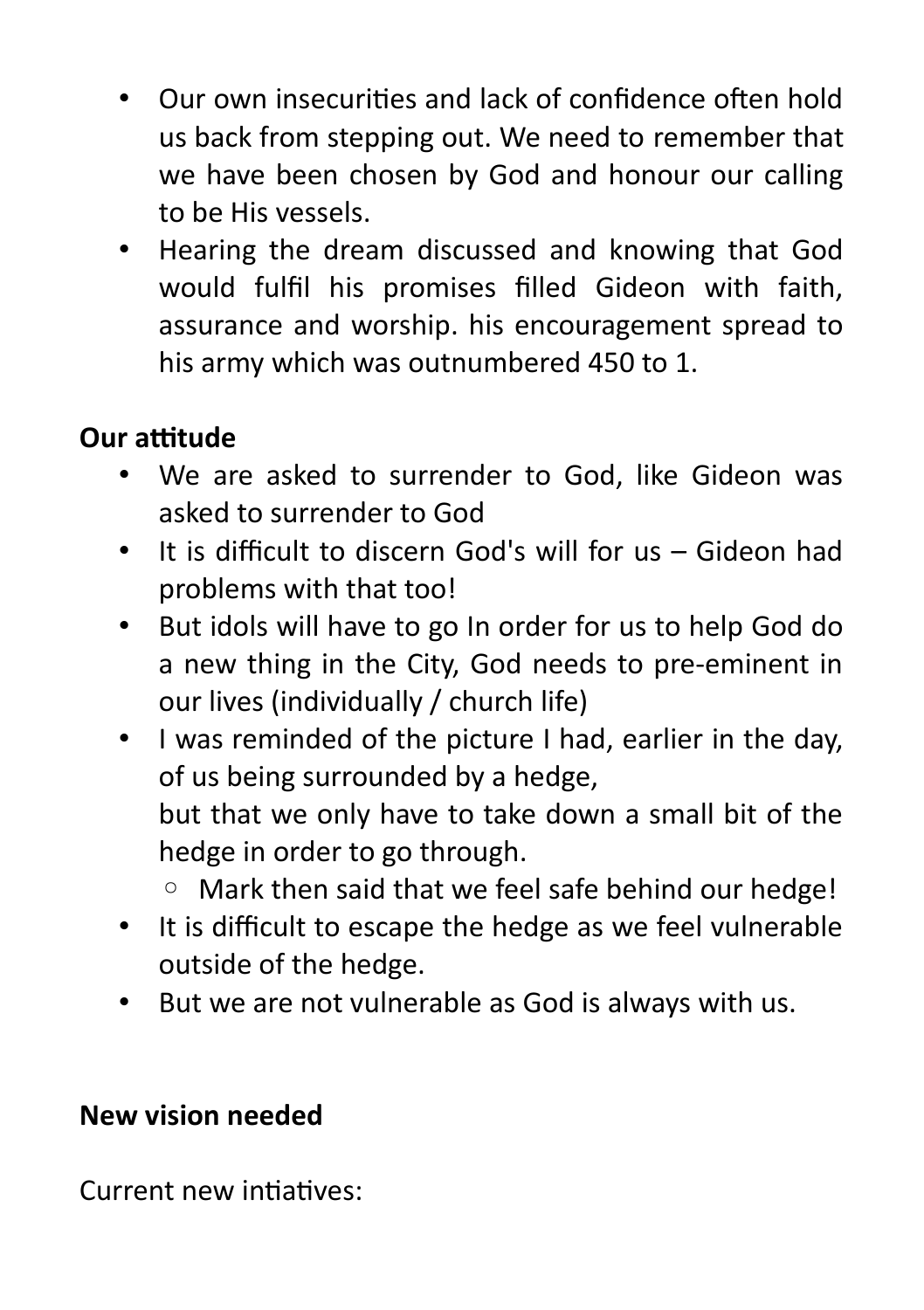- Our own insecurities and lack of confidence often hold us back from stepping out. We need to remember that we have been chosen by God and honour our calling to be His vessels.
- Hearing the dream discussed and knowing that God would fulfil his promises filled Gideon with faith, assurance and worship. his encouragement spread to his army which was outnumbered 450 to 1.

**Our attitude**

- We are asked to surrender to God, like Gideon was asked to surrender to God
- It is difficult to discern God's will for us – Gideon had problems with that too!
- But idols will have to go In order for us to help God do a new thing in the City, God needs to pre-eminent in our lives (individually / church life)
- I was reminded of the picture I had, earlier in the day, of us being surrounded by a hedge,
  but that we only have to take down a small bit of the hedge in order to go through.
    - Mark then said that we feel safe behind our hedge!
- It is difficult to escape the hedge as we feel vulnerable outside of the hedge.
- But we are not vulnerable as God is always with us.

**New vision needed**

Current new intiatives: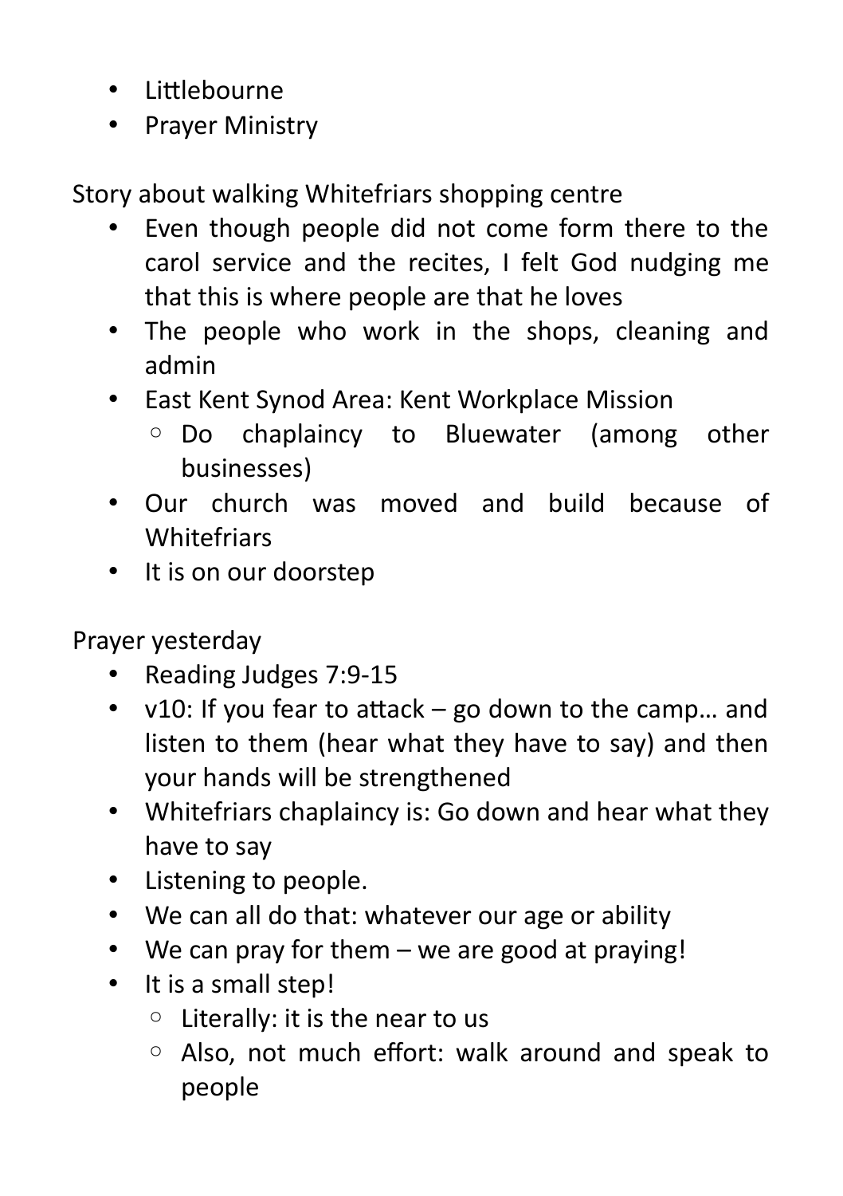- Littlebourne
- Prayer Ministry

Story about walking Whitefriars shopping centre

- Even though people did not come form there to the carol service and the recites, I felt God nudging me that this is where people are that he loves
- The people who work in the shops, cleaning and admin
- East Kent Synod Area: Kent Workplace Mission
    - Do chaplaincy to Bluewater (among other businesses)
- Our church was moved and build because of Whitefriars
- It is on our doorstep

Prayer yesterday

- Reading Judges 7:9-15
- v10: If you fear to attack – go down to the camp… and listen to them (hear what they have to say) and then your hands will be strengthened
- Whitefriars chaplaincy is: Go down and hear what they have to say
- Listening to people.
- We can all do that: whatever our age or ability
- We can pray for them – we are good at praying!
- It is a small step!
    - Literally: it is the near to us
    - Also, not much effort: walk around and speak to people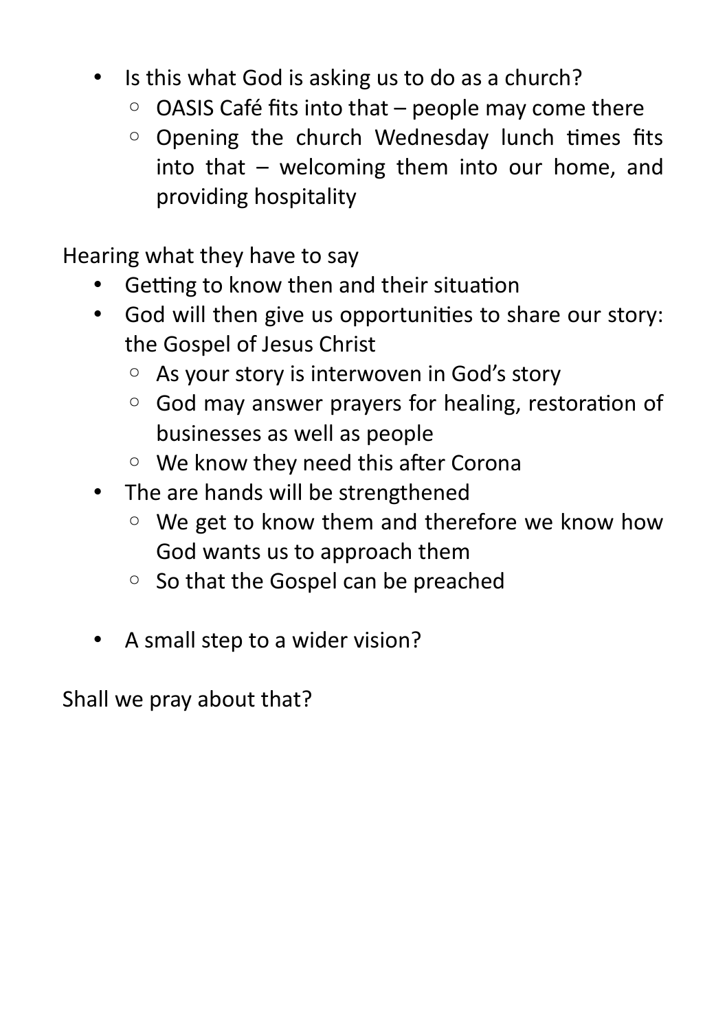- Is this what God is asking us to do as a church?
  - OASIS Café fits into that – people may come there
  - Opening the church Wednesday lunch times fits into that – welcoming them into our home, and providing hospitality

Hearing what they have to say

- Getting to know then and their situation
- God will then give us opportunities to share our story: the Gospel of Jesus Christ
  - As your story is interwoven in God's story
  - God may answer prayers for healing, restoration of businesses as well as people
  - We know they need this after Corona
- The are hands will be strengthened
  - We get to know them and therefore we know how God wants us to approach them
  - So that the Gospel can be preached

- A small step to a wider vision?

Shall we pray about that?